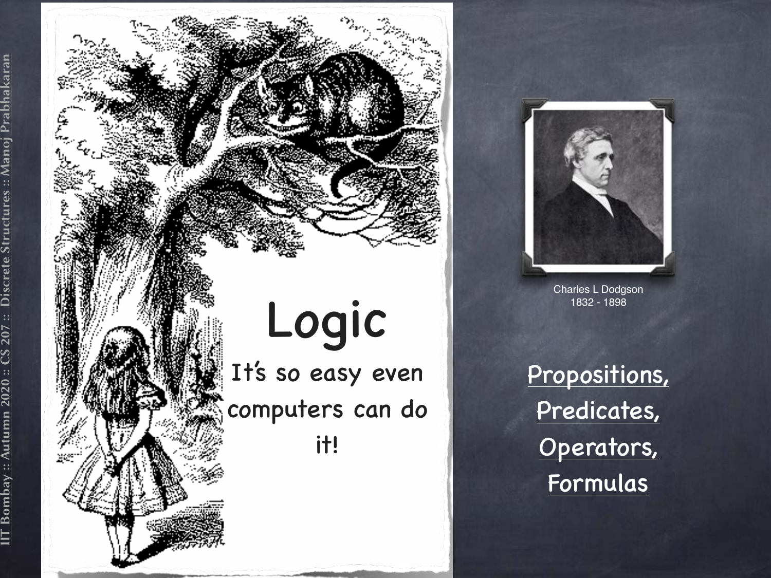# Logic

It's so easy even computers can do it!

Charles L Dodgson
1832 - 1898

Propositions,
Predicates,
Operators,
Formulas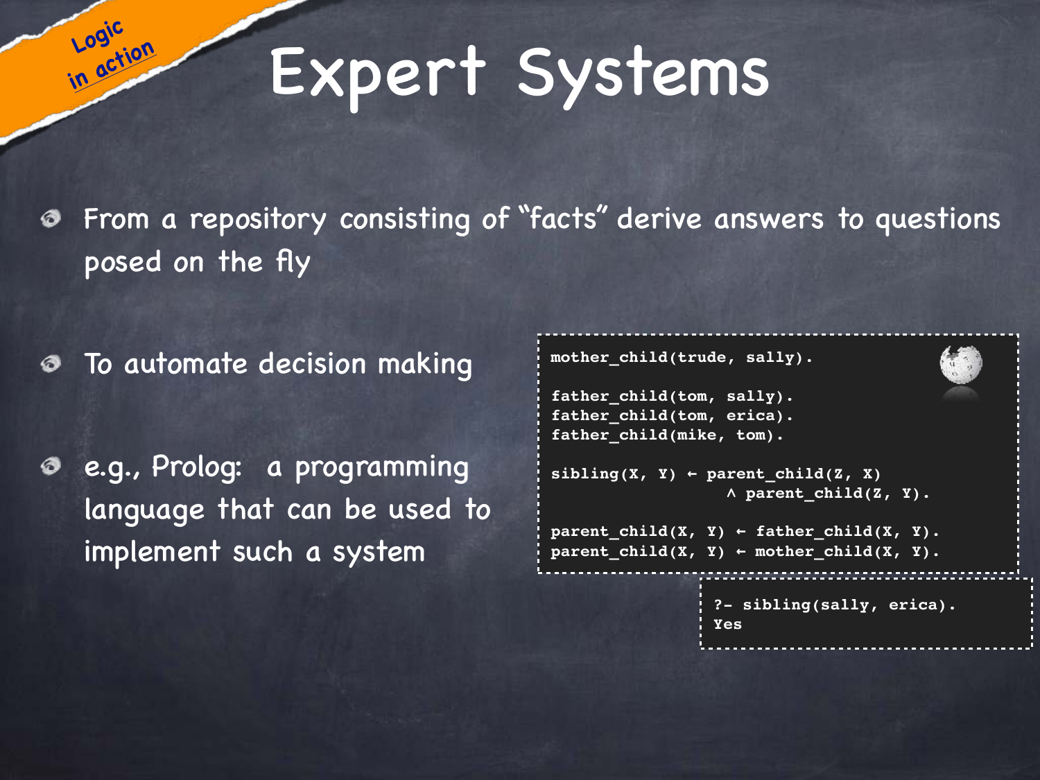Logic in action

# Expert Systems

- From a repository consisting of "facts" derive answers to questions posed on the fly
- To automate decision making
- e.g., Prolog: a programming language that can be used to implement such a system

```
mother_child(trude, sally).

father_child(tom, sally).
father_child(tom, erica).
father_child(mike, tom).

sibling(X, Y) ← parent_child(Z, X)
                ∧ parent_child(Z, Y).

parent_child(X, Y) ← father_child(X, Y).
parent_child(X, Y) ← mother_child(X, Y).
```

```
?- sibling(sally, erica).
Yes
```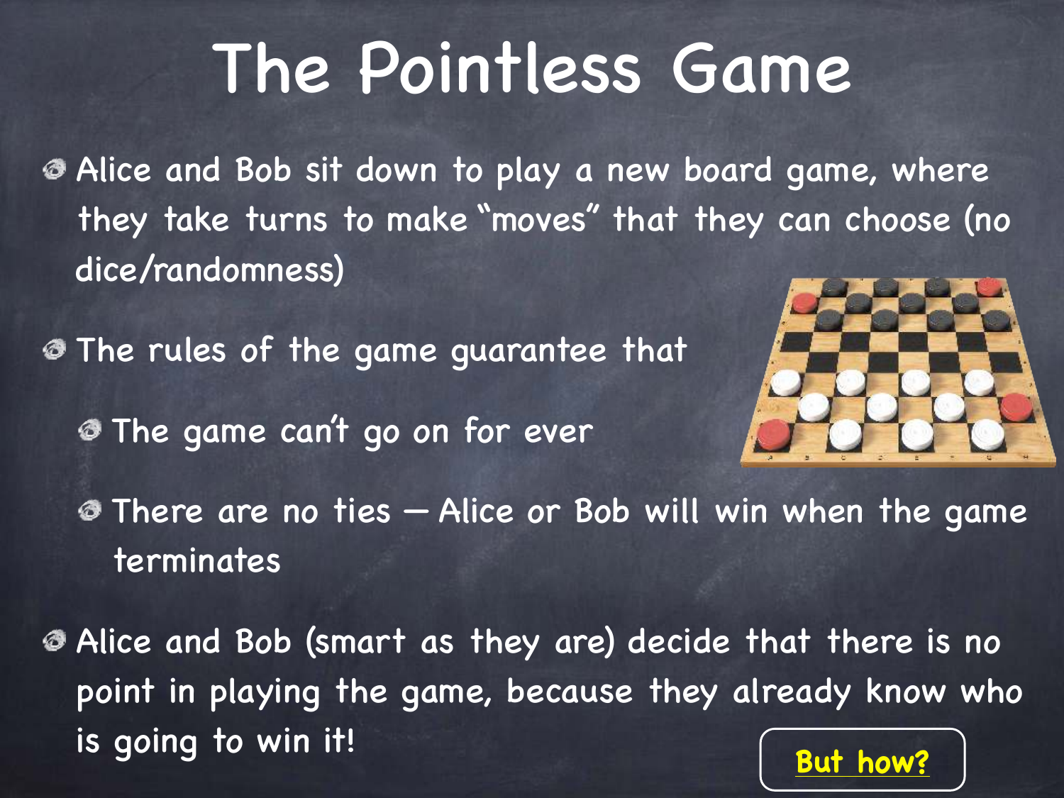# The Pointless Game

- Alice and Bob sit down to play a new board game, where they take turns to make "moves" that they can choose (no dice/randomness)
- The rules of the game guarantee that
  - The game can't go on for ever
  - There are no ties — Alice or Bob will win when the game terminates
- Alice and Bob (smart as they are) decide that there is no point in playing the game, because they already know who is going to win it!

**But how?**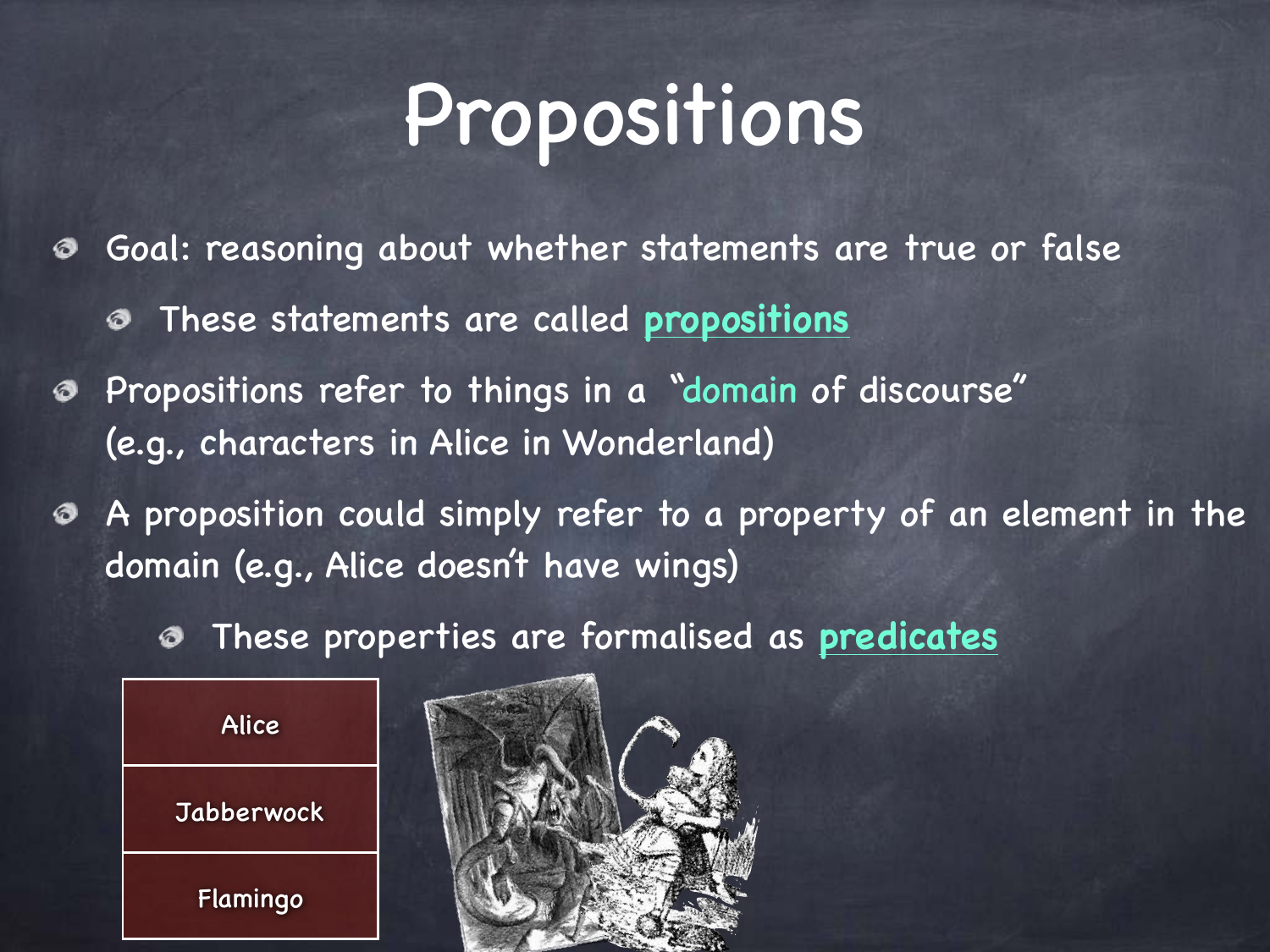# Propositions

- Goal: reasoning about whether statements are true or false
  - These statements are called **propositions**
- Propositions refer to things in a "domain of discourse" (e.g., characters in Alice in Wonderland)
- A proposition could simply refer to a property of an element in the domain (e.g., Alice doesn't have wings)
  - These properties are formalised as **predicates**

| Alice |
| --- |
| Jabberwock |
| Flamingo |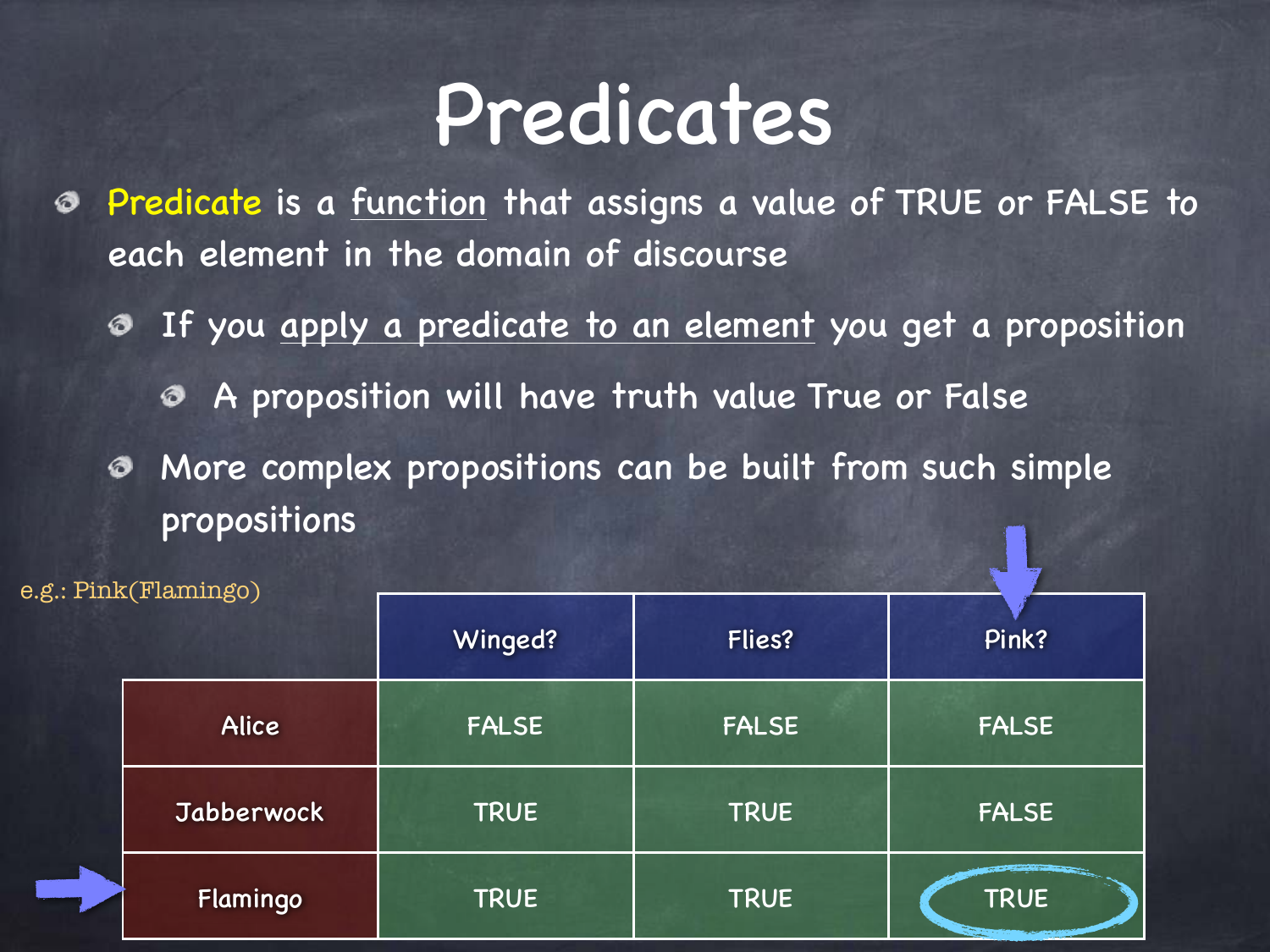# Predicates

- Predicate is a <u>function</u> that assigns a value of TRUE or FALSE to each element in the domain of discourse
  - If you <u>apply a predicate to an element</u> you get a proposition
    - A proposition will have truth value True or False
  - More complex propositions can be built from such simple propositions

e.g.: Pink(Flamingo)

| | Winged? | Flies? | Pink? |
|---|---|---|---|
| Alice | FALSE | FALSE | FALSE |
| Jabberwock | TRUE | TRUE | FALSE |
| Flamingo | TRUE | TRUE | TRUE |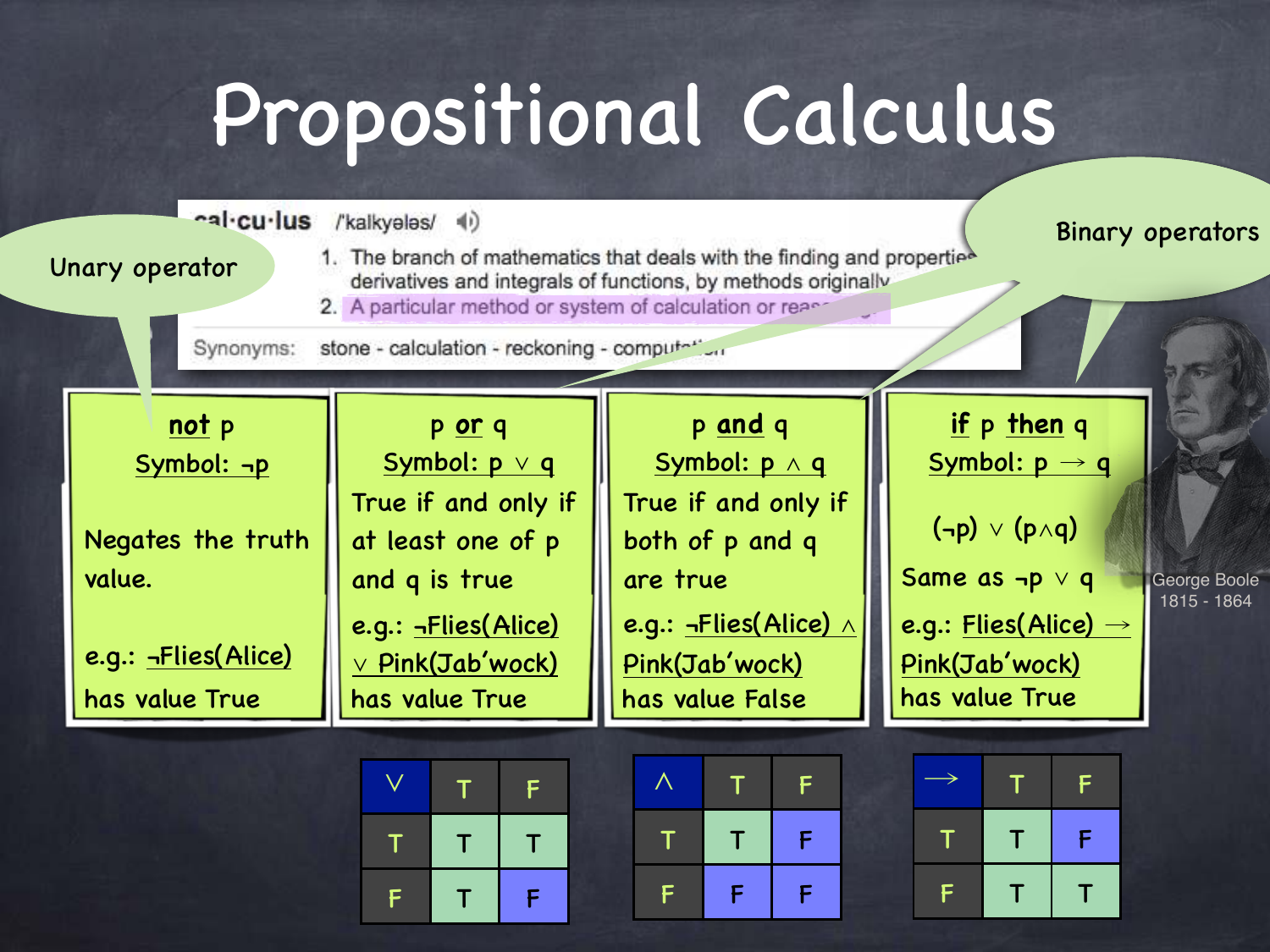# Propositional Calculus

**cal·cu·lus** /'kalkyələs/

1. The branch of mathematics that deals with the finding and properties derivatives and integrals of functions, by methods originally
2. A particular method or system of calculation or reas...

Synonyms: stone - calculation - reckoning - computation

Unary operator

Binary operators

**not** p
Symbol: $\neg p$

Negates the truth value.

e.g.: $\neg$Flies(Alice) has value True

p **or** q
Symbol: $p \vee q$

True if and only if at least one of p and q is true

e.g.: $\neg$Flies(Alice) $\vee$ Pink(Jab'wock) has value True

p **and** q
Symbol: $p \wedge q$

True if and only if both of p and q are true

e.g.: $\neg$Flies(Alice) $\wedge$ Pink(Jab'wock) has value False

**if** p **then** q
Symbol: $p \rightarrow q$

$(\neg p) \vee (p \wedge q)$

Same as $\neg p \vee q$

e.g.: Flies(Alice) $\rightarrow$ Pink(Jab'wock) has value True

George Boole 1815 - 1864

| $\vee$ | T | F |
|---|---|---|
| T | T | T |
| F | T | F |

| $\wedge$ | T | F |
|---|---|---|
| T | T | F |
| F | F | F |

| $\rightarrow$ | T | F |
|---|---|---|
| T | T | F |
| F | T | T |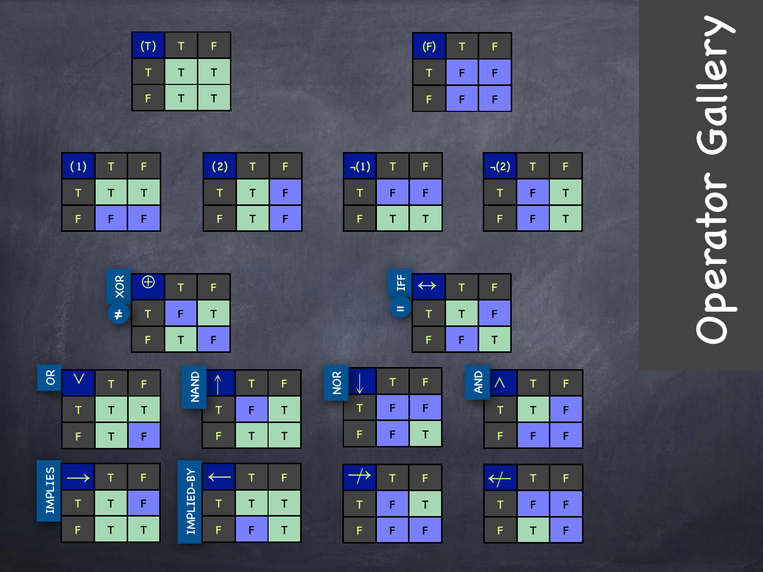# Operator Gallery

| (T) | T | F |
|---|---|---|
| T | T | T |
| F | T | T |

| (F) | T | F |
|---|---|---|
| T | F | F |
| F | F | F |

| (1) | T | F |
|---|---|---|
| T | T | T |
| F | F | F |

| (2) | T | F |
|---|---|---|
| T | T | F |
| F | T | F |

| ¬(1) | T | F |
|---|---|---|
| T | F | F |
| F | T | T |

| ¬(2) | T | F |
|---|---|---|
| T | F | T |
| F | F | T |

XOR, ≠

| ⊕ | T | F |
|---|---|---|
| T | F | T |
| F | T | F |

IFF, =

| ↔ | T | F |
|---|---|---|
| T | T | F |
| F | F | T |

OR

| ∨ | T | F |
|---|---|---|
| T | T | T |
| F | T | F |

NAND

| ↑ | T | F |
|---|---|---|
| T | F | T |
| F | T | T |

NOR

| ↓ | T | F |
|---|---|---|
| T | F | F |
| F | F | T |

AND

| ∧ | T | F |
|---|---|---|
| T | T | F |
| F | F | F |

IMPLIES

| → | T | F |
|---|---|---|
| T | T | F |
| F | T | T |

IMPLIED-BY

| ← | T | F |
|---|---|---|
| T | T | T |
| F | F | T |

| ↛ | T | F |
|---|---|---|
| T | F | T |
| F | F | F |

| ↚ | T | F |
|---|---|---|
| T | F | F |
| F | T | F |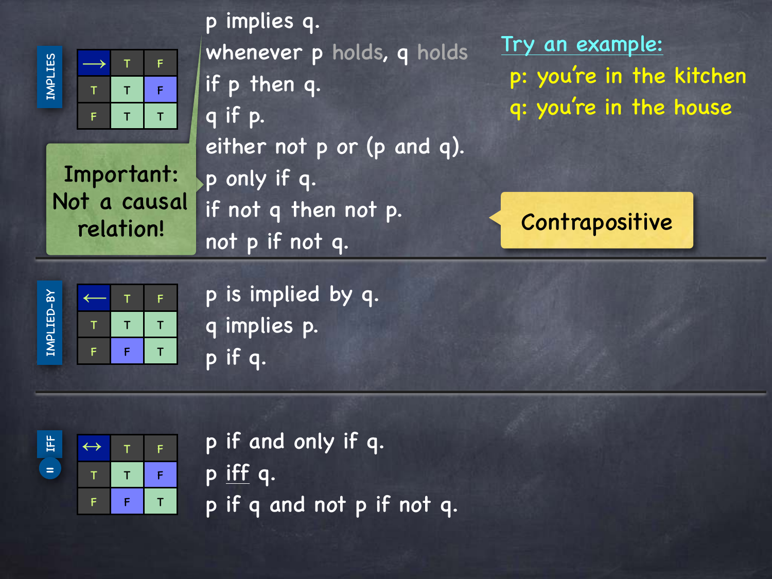## IMPLIES

| $\longrightarrow$ | T | F |
|---|---|---|
| T | T | F |
| F | T | T |

p implies q.

whenever p holds, q holds

if p then q.

q if p.

either not p or (p and q).

p only if q.

if not q then not p.

not p if not q.

**Important: Not a causal relation!**

**Contrapositive**

Try an example:

p: you're in the kitchen

q: you're in the house

## IMPLIED-BY

| $\longleftarrow$ | T | F |
|---|---|---|
| T | T | T |
| F | F | T |

p is implied by q.

q implies p.

p if q.

## IFF =

| $\longleftrightarrow$ | T | F |
|---|---|---|
| T | T | F |
| F | F | T |

p if and only if q.

p iff q.

p if q and not p if not q.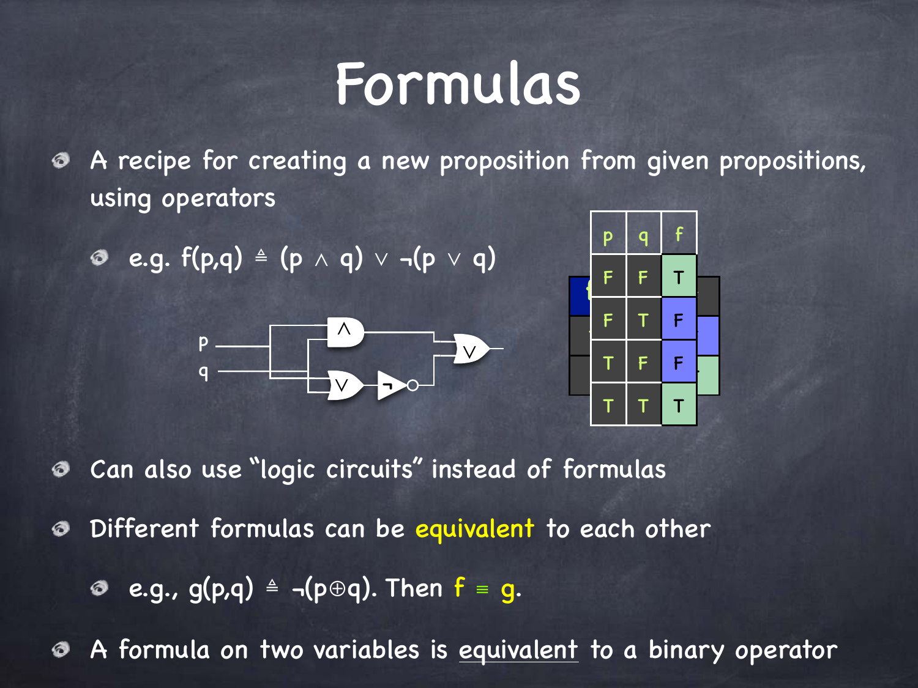# Formulas

- A recipe for creating a new proposition from given propositions, using operators
  - e.g. $f(p,q) \triangleq (p \wedge q) \vee \neg(p \vee q)$

| p | q | f |
|---|---|---|
| F | F | T |
| F | T | F |
| T | F | F |
| T | T | T |

- Can also use "logic circuits" instead of formulas
- Different formulas can be **equivalent** to each other
  - e.g., $g(p,q) \triangleq \neg(p \oplus q)$. Then $f \equiv g$.
- A formula on two variables is equivalent to a binary operator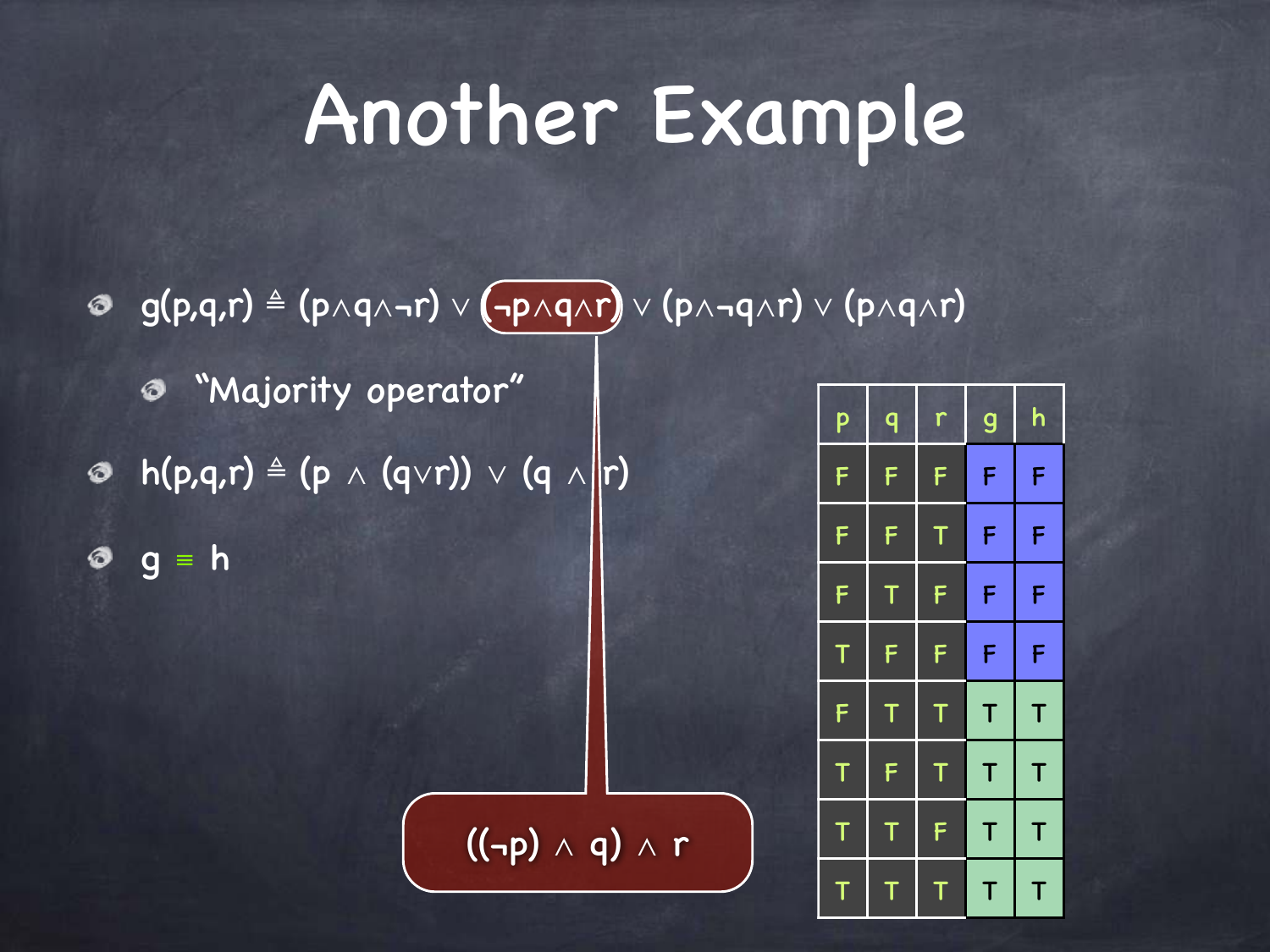# Another Example

- $g(p,q,r) \triangleq (p \wedge q \wedge \neg r) \vee (\neg p \wedge q \wedge r) \vee (p \wedge \neg q \wedge r) \vee (p \wedge q \wedge r)$
  - "Majority operator"
- $h(p,q,r) \triangleq (p \wedge (q \vee r)) \vee (q \wedge r)$
- $g \equiv h$

$((\neg p) \wedge q) \wedge r$

| p | q | r | g | h |
|---|---|---|---|---|
| F | F | F | F | F |
| F | F | T | F | F |
| F | T | F | F | F |
| T | F | F | F | F |
| F | T | T | T | T |
| T | F | T | T | T |
| T | T | F | T | T |
| T | T | T | T | T |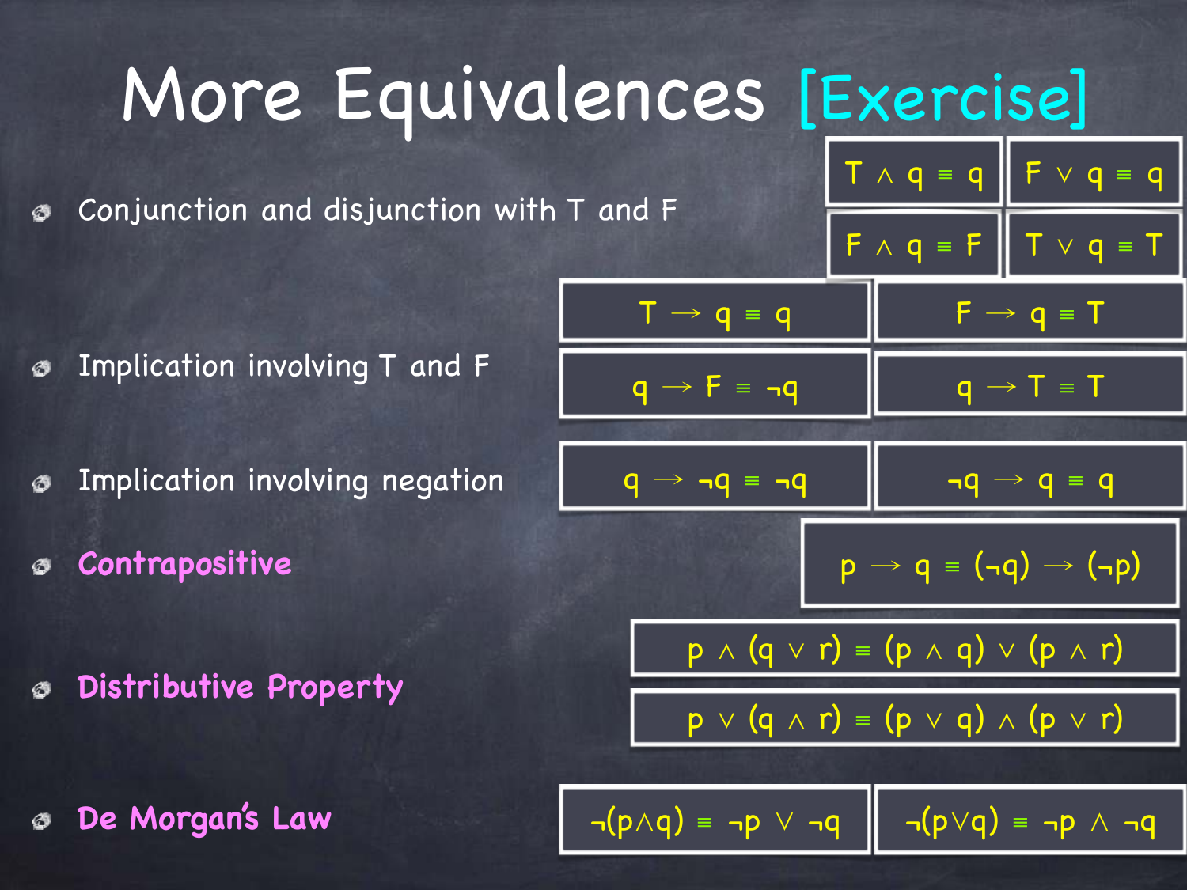# More Equivalences [Exercise]

- Conjunction and disjunction with T and F

$T \wedge q \equiv q$ $\quad$ $F \vee q \equiv q$

$F \wedge q \equiv F$ $\quad$ $T \vee q \equiv T$

- Implication involving T and F

$T \rightarrow q \equiv q$ $\quad$ $F \rightarrow q \equiv T$

$q \rightarrow F \equiv \neg q$ $\quad$ $q \rightarrow T \equiv T$

- Implication involving negation

$q \rightarrow \neg q \equiv \neg q$ $\quad$ $\neg q \rightarrow q \equiv q$

- **Contrapositive**

$p \rightarrow q \equiv (\neg q) \rightarrow (\neg p)$

- **Distributive Property**

$p \wedge (q \vee r) \equiv (p \wedge q) \vee (p \wedge r)$

$p \vee (q \wedge r) \equiv (p \vee q) \wedge (p \vee r)$

- **De Morgan's Law**

$\neg(p \wedge q) \equiv \neg p \vee \neg q$ $\quad$ $\neg(p \vee q) \equiv \neg p \wedge \neg q$